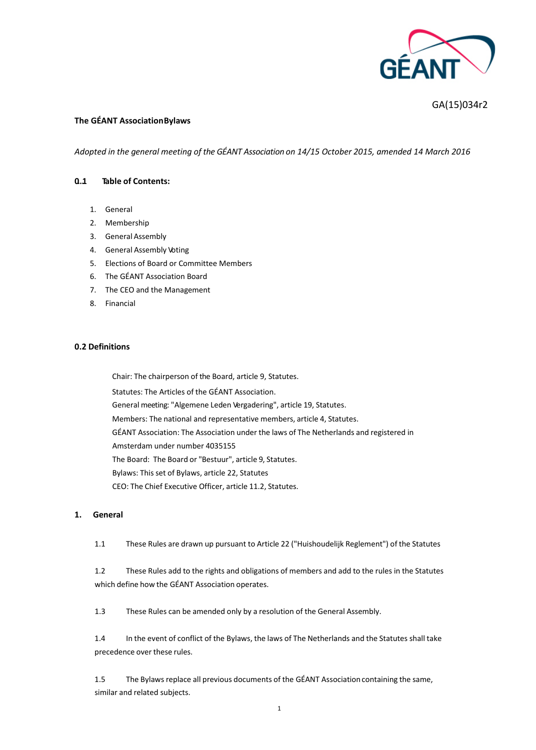GA(15)034r2

**The GÉANT AssociationBylaws**

*Adopted in the general meeting of the GÉANT Association on 14/15 October 2015, amended 14 March 2016*

## 0.1 Table of Contents:

1. General
2. Membership
3. General Assembly
4. General Assembly Voting
5. Elections of Board or Committee Members
6. The GÉANT Association Board
7. The CEO and the Management
8. Financial

## 0.2 Definitions

Chair: The chairperson of the Board, article 9, Statutes.
Statutes: The Articles of the GÉANT Association.
General meeting: "Algemene Leden Vergadering", article 19, Statutes.
Members: The national and representative members, article 4, Statutes.
GÉANT Association: The Association under the laws of The Netherlands and registered in Amsterdam under number 4035155
The Board: The Board or "Bestuur", article 9, Statutes.
Bylaws: This set of Bylaws, article 22, Statutes
CEO: The Chief Executive Officer, article 11.2, Statutes.

## 1. General

1.1 These Rules are drawn up pursuant to Article 22 ("Huishoudelijk Reglement") of the Statutes

1.2 These Rules add to the rights and obligations of members and add to the rules in the Statutes which define how the GÉANT Association operates.

1.3 These Rules can be amended only by a resolution of the General Assembly.

1.4 In the event of conflict of the Bylaws, the laws of The Netherlands and the Statutes shall take precedence over these rules.

1.5 The Bylaws replace all previous documents of the GÉANT Association containing the same, similar and related subjects.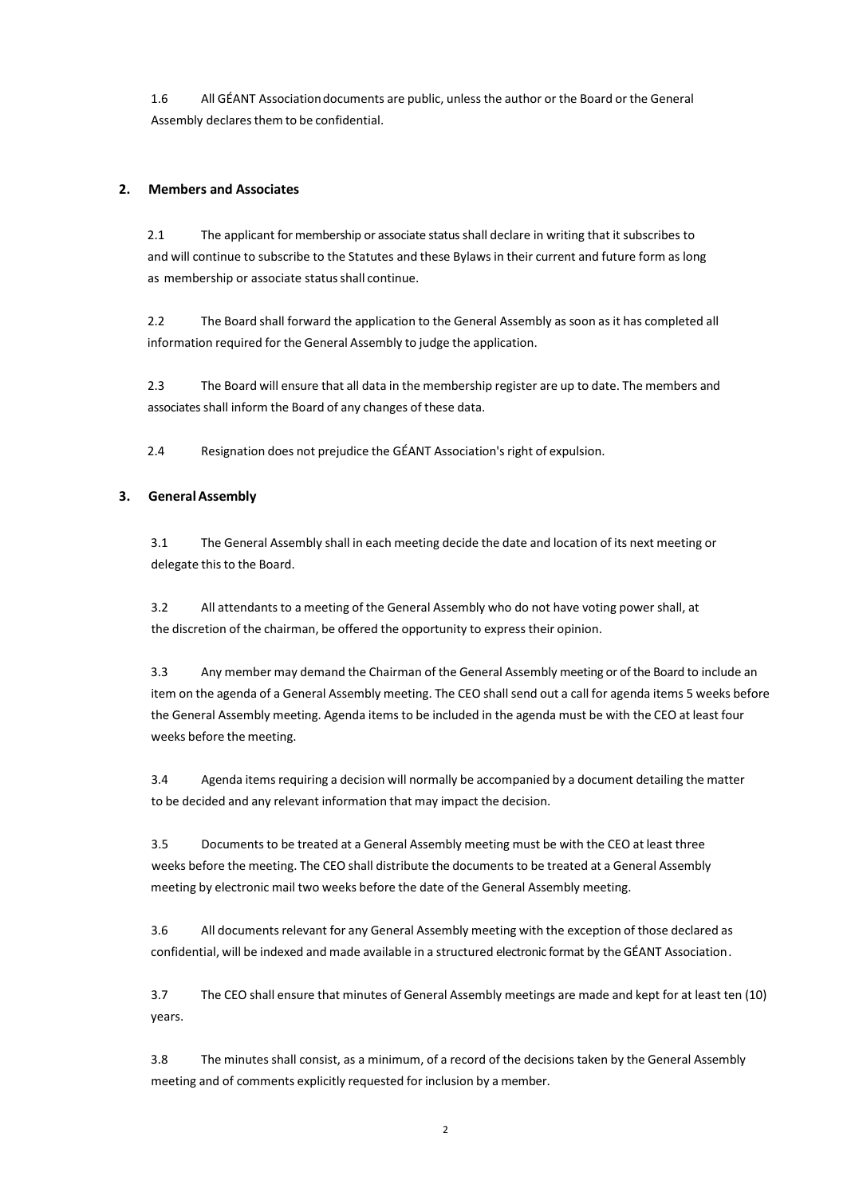1.6 All GÉANT Association documents are public, unless the author or the Board or the General Assembly declares them to be confidential.

## 2. Members and Associates

2.1 The applicant for membership or associate status shall declare in writing that it subscribes to and will continue to subscribe to the Statutes and these Bylaws in their current and future form as long as membership or associate status shall continue.

2.2 The Board shall forward the application to the General Assembly as soon as it has completed all information required for the General Assembly to judge the application.

2.3 The Board will ensure that all data in the membership register are up to date. The members and associates shall inform the Board of any changes of these data.

2.4 Resignation does not prejudice the GÉANT Association's right of expulsion.

## 3. General Assembly

3.1 The General Assembly shall in each meeting decide the date and location of its next meeting or delegate this to the Board.

3.2 All attendants to a meeting of the General Assembly who do not have voting power shall, at the discretion of the chairman, be offered the opportunity to express their opinion.

3.3 Any member may demand the Chairman of the General Assembly meeting or of the Board to include an item on the agenda of a General Assembly meeting. The CEO shall send out a call for agenda items 5 weeks before the General Assembly meeting. Agenda items to be included in the agenda must be with the CEO at least four weeks before the meeting.

3.4 Agenda items requiring a decision will normally be accompanied by a document detailing the matter to be decided and any relevant information that may impact the decision.

3.5 Documents to be treated at a General Assembly meeting must be with the CEO at least three weeks before the meeting. The CEO shall distribute the documents to be treated at a General Assembly meeting by electronic mail two weeks before the date of the General Assembly meeting.

3.6 All documents relevant for any General Assembly meeting with the exception of those declared as confidential, will be indexed and made available in a structured electronic format by the GÉANT Association.

3.7 The CEO shall ensure that minutes of General Assembly meetings are made and kept for at least ten (10) years.

3.8 The minutes shall consist, as a minimum, of a record of the decisions taken by the General Assembly meeting and of comments explicitly requested for inclusion by a member.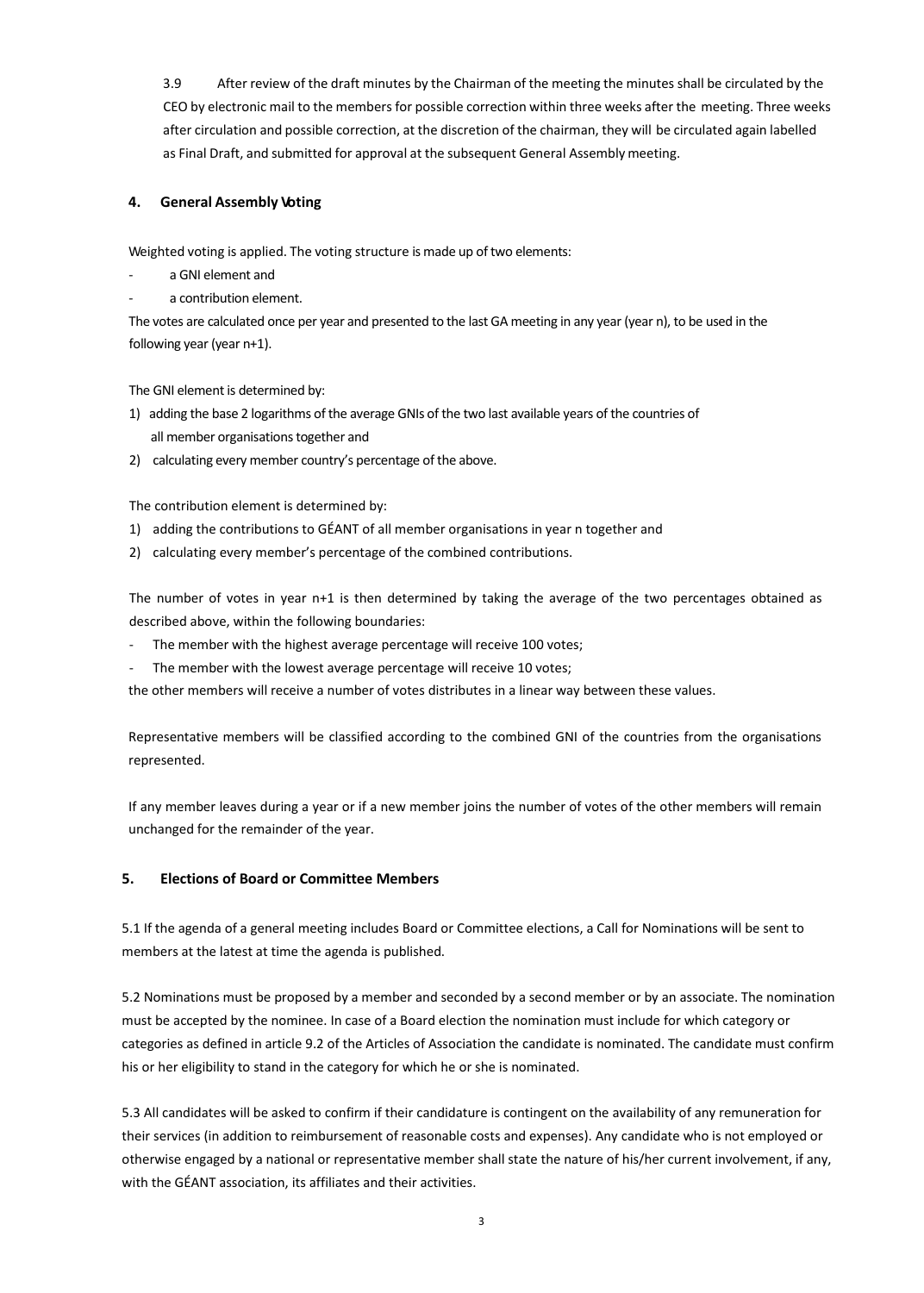3.9 After review of the draft minutes by the Chairman of the meeting the minutes shall be circulated by the CEO by electronic mail to the members for possible correction within three weeks after the meeting. Three weeks after circulation and possible correction, at the discretion of the chairman, they will be circulated again labelled as Final Draft, and submitted for approval at the subsequent General Assembly meeting.

## 4. General Assembly Voting

Weighted voting is applied. The voting structure is made up of two elements:

- a GNI element and
- a contribution element.

The votes are calculated once per year and presented to the last GA meeting in any year (year n), to be used in the following year (year n+1).

The GNI element is determined by:

1) adding the base 2 logarithms of the average GNIs of the two last available years of the countries of all member organisations together and
2) calculating every member country's percentage of the above.

The contribution element is determined by:

1) adding the contributions to GÉANT of all member organisations in year n together and
2) calculating every member's percentage of the combined contributions.

The number of votes in year n+1 is then determined by taking the average of the two percentages obtained as described above, within the following boundaries:

- The member with the highest average percentage will receive 100 votes;
- The member with the lowest average percentage will receive 10 votes;

the other members will receive a number of votes distributes in a linear way between these values.

Representative members will be classified according to the combined GNI of the countries from the organisations represented.

If any member leaves during a year or if a new member joins the number of votes of the other members will remain unchanged for the remainder of the year.

## 5. Elections of Board or Committee Members

5.1 If the agenda of a general meeting includes Board or Committee elections, a Call for Nominations will be sent to members at the latest at time the agenda is published.

5.2 Nominations must be proposed by a member and seconded by a second member or by an associate. The nomination must be accepted by the nominee. In case of a Board election the nomination must include for which category or categories as defined in article 9.2 of the Articles of Association the candidate is nominated. The candidate must confirm his or her eligibility to stand in the category for which he or she is nominated.

5.3 All candidates will be asked to confirm if their candidature is contingent on the availability of any remuneration for their services (in addition to reimbursement of reasonable costs and expenses). Any candidate who is not employed or otherwise engaged by a national or representative member shall state the nature of his/her current involvement, if any, with the GÉANT association, its affiliates and their activities.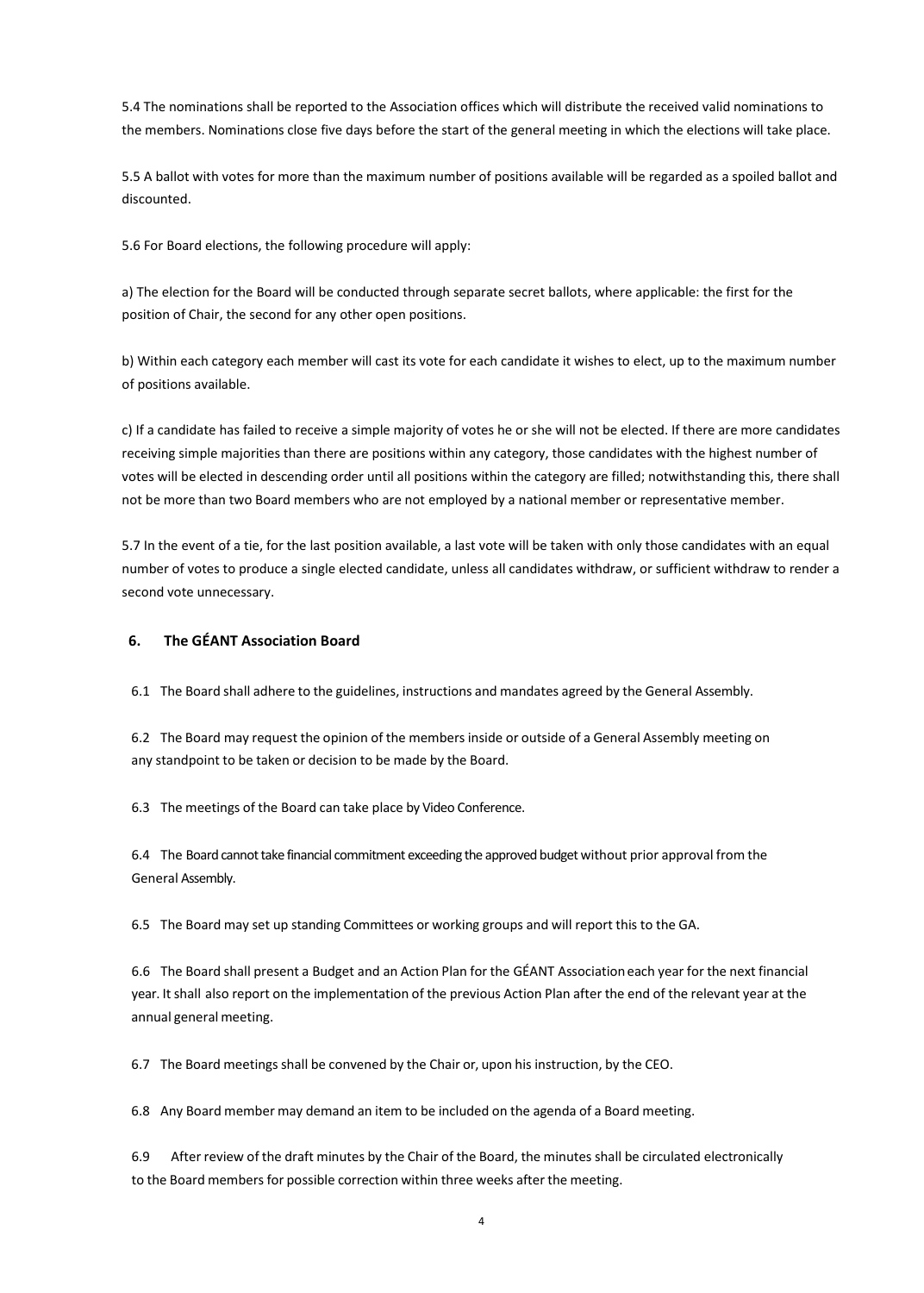5.4 The nominations shall be reported to the Association offices which will distribute the received valid nominations to the members. Nominations close five days before the start of the general meeting in which the elections will take place.

5.5 A ballot with votes for more than the maximum number of positions available will be regarded as a spoiled ballot and discounted.

5.6 For Board elections, the following procedure will apply:

a) The election for the Board will be conducted through separate secret ballots, where applicable: the first for the position of Chair, the second for any other open positions.

b) Within each category each member will cast its vote for each candidate it wishes to elect, up to the maximum number of positions available.

c) If a candidate has failed to receive a simple majority of votes he or she will not be elected. If there are more candidates receiving simple majorities than there are positions within any category, those candidates with the highest number of votes will be elected in descending order until all positions within the category are filled; notwithstanding this, there shall not be more than two Board members who are not employed by a national member or representative member.

5.7 In the event of a tie, for the last position available, a last vote will be taken with only those candidates with an equal number of votes to produce a single elected candidate, unless all candidates withdraw, or sufficient withdraw to render a second vote unnecessary.

## 6. The GÉANT Association Board

6.1 The Board shall adhere to the guidelines, instructions and mandates agreed by the General Assembly.

6.2 The Board may request the opinion of the members inside or outside of a General Assembly meeting on any standpoint to be taken or decision to be made by the Board.

6.3 The meetings of the Board can take place by Video Conference.

6.4 The Board cannot take financial commitment exceeding the approved budget without prior approval from the General Assembly.

6.5 The Board may set up standing Committees or working groups and will report this to the GA.

6.6 The Board shall present a Budget and an Action Plan for the GÉANT Association each year for the next financial year. It shall also report on the implementation of the previous Action Plan after the end of the relevant year at the annual general meeting.

6.7 The Board meetings shall be convened by the Chair or, upon his instruction, by the CEO.

6.8 Any Board member may demand an item to be included on the agenda of a Board meeting.

6.9 After review of the draft minutes by the Chair of the Board, the minutes shall be circulated electronically to the Board members for possible correction within three weeks after the meeting.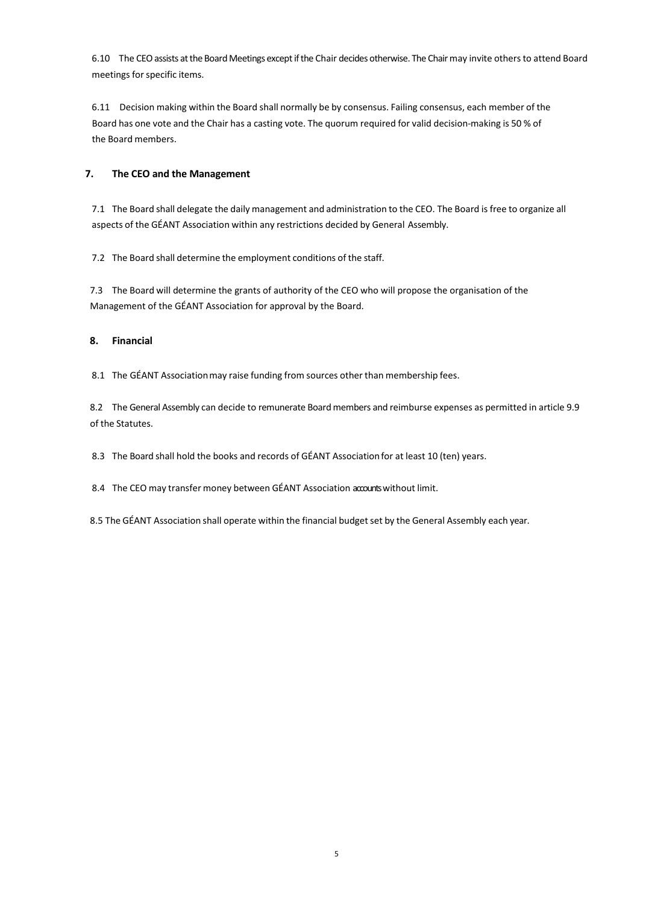6.10 The CEO assists at the Board Meetings except if the Chair decides otherwise. The Chair may invite others to attend Board meetings for specific items.

6.11 Decision making within the Board shall normally be by consensus. Failing consensus, each member of the Board has one vote and the Chair has a casting vote. The quorum required for valid decision-making is 50 % of the Board members.

## 7. The CEO and the Management

7.1 The Board shall delegate the daily management and administration to the CEO. The Board is free to organize all aspects of the GÉANT Association within any restrictions decided by General Assembly.

7.2 The Board shall determine the employment conditions of the staff.

7.3 The Board will determine the grants of authority of the CEO who will propose the organisation of the Management of the GÉANT Association for approval by the Board.

## 8. Financial

8.1 The GÉANT Association may raise funding from sources other than membership fees.

8.2 The General Assembly can decide to remunerate Board members and reimburse expenses as permitted in article 9.9 of the Statutes.

8.3 The Board shall hold the books and records of GÉANT Association for at least 10 (ten) years.

8.4 The CEO may transfer money between GÉANT Association accounts without limit.

8.5 The GÉANT Association shall operate within the financial budget set by the General Assembly each year.